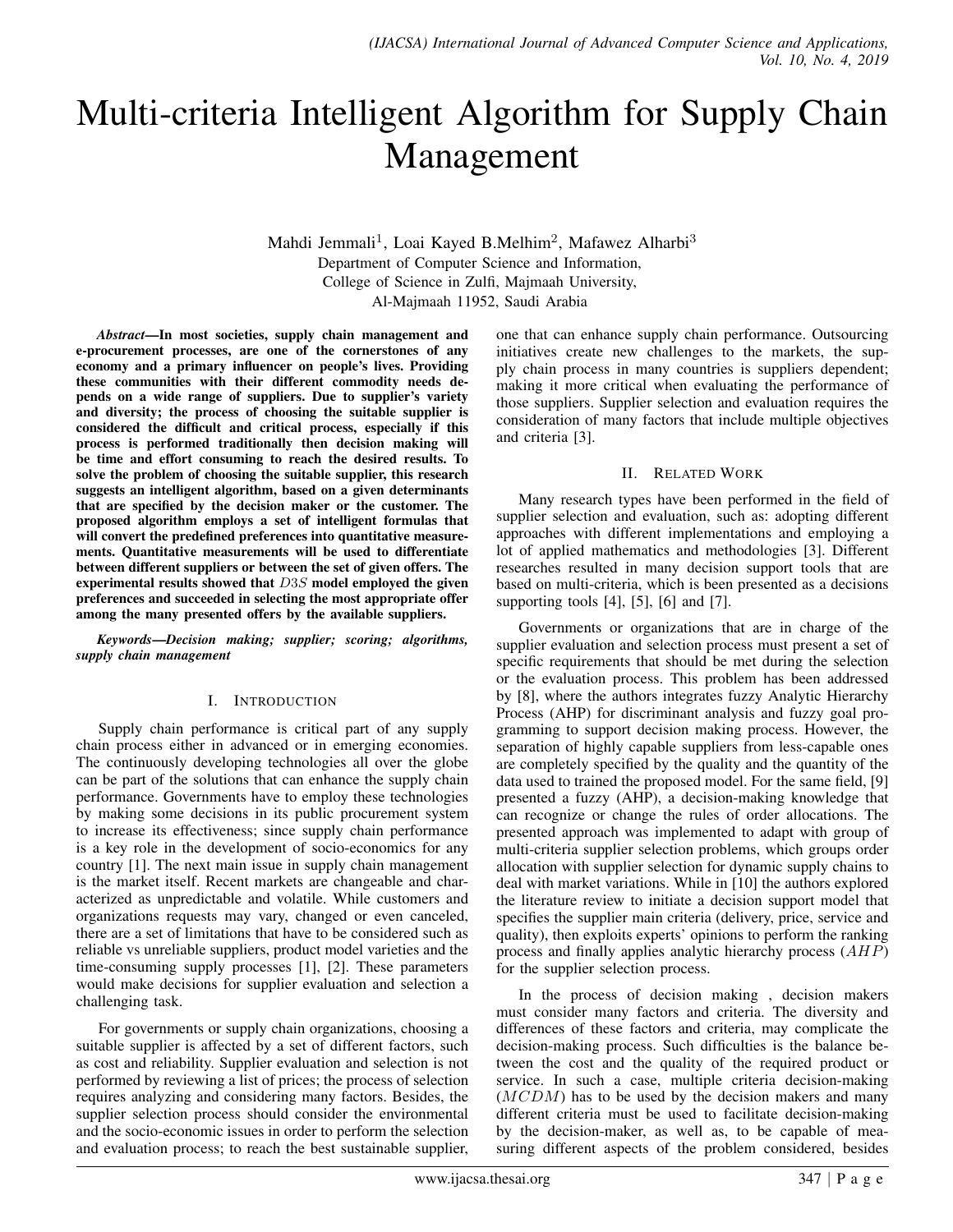# Multi-criteria Intelligent Algorithm for Supply Chain Management

Mahdi Jemmali[1], Loai Kayed B.Melhim[2], Mafawez Alharbi[3]

Department of Computer Science and Information,
College of Science in Zulfi, Majmaah University,
Al-Majmaah 11952, Saudi Arabia

***Abstract*—In most societies, supply chain management and e-procurement processes, are one of the cornerstones of any economy and a primary influencer on people's lives. Providing these communities with their different commodity needs depends on a wide range of suppliers. Due to supplier's variety and diversity; the process of choosing the suitable supplier is considered the difficult and critical process, especially if this process is performed traditionally then decision making will be time and effort consuming to reach the desired results. To solve the problem of choosing the suitable supplier, this research suggests an intelligent algorithm, based on a given determinants that are specified by the decision maker or the customer. The proposed algorithm employs a set of intelligent formulas that will convert the predefined preferences into quantitative measurements. Quantitative measurements will be used to differentiate between different suppliers or between the set of given offers. The experimental results showed that $D3S$ model employed the given preferences and succeeded in selecting the most appropriate offer among the many presented offers by the available suppliers.**

***Keywords*—Decision making; supplier; scoring; algorithms, supply chain management**

## I. Introduction

Supply chain performance is critical part of any supply chain process either in advanced or in emerging economies. The continuously developing technologies all over the globe can be part of the solutions that can enhance the supply chain performance. Governments have to employ these technologies by making some decisions in its public procurement system to increase its effectiveness; since supply chain performance is a key role in the development of socio-economics for any country [1]. The next main issue in supply chain management is the market itself. Recent markets are changeable and characterized as unpredictable and volatile. While customers and organizations requests may vary, changed or even canceled, there are a set of limitations that have to be considered such as reliable vs unreliable suppliers, product model varieties and the time-consuming supply processes [1], [2]. These parameters would make decisions for supplier evaluation and selection a challenging task.

For governments or supply chain organizations, choosing a suitable supplier is affected by a set of different factors, such as cost and reliability. Supplier evaluation and selection is not performed by reviewing a list of prices; the process of selection requires analyzing and considering many factors. Besides, the supplier selection process should consider the environmental and the socio-economic issues in order to perform the selection and evaluation process; to reach the best sustainable supplier, one that can enhance supply chain performance. Outsourcing initiatives create new challenges to the markets, the supply chain process in many countries is suppliers dependent; making it more critical when evaluating the performance of those suppliers. Supplier selection and evaluation requires the consideration of many factors that include multiple objectives and criteria [3].

## II. Related Work

Many research types have been performed in the field of supplier selection and evaluation, such as: adopting different approaches with different implementations and employing a lot of applied mathematics and methodologies [3]. Different researches resulted in many decision support tools that are based on multi-criteria, which is been presented as a decisions supporting tools [4], [5], [6] and [7].

Governments or organizations that are in charge of the supplier evaluation and selection process must present a set of specific requirements that should be met during the selection or the evaluation process. This problem has been addressed by [8], where the authors integrates fuzzy Analytic Hierarchy Process (AHP) for discriminant analysis and fuzzy goal programming to support decision making process. However, the separation of highly capable suppliers from less-capable ones are completely specified by the quality and the quantity of the data used to trained the proposed model. For the same field, [9] presented a fuzzy (AHP), a decision-making knowledge that can recognize or change the rules of order allocations. The presented approach was implemented to adapt with group of multi-criteria supplier selection problems, which groups order allocation with supplier selection for dynamic supply chains to deal with market variations. While in [10] the authors explored the literature review to initiate a decision support model that specifies the supplier main criteria (delivery, price, service and quality), then exploits experts' opinions to perform the ranking process and finally applies analytic hierarchy process ($AHP$) for the supplier selection process.

In the process of decision making , decision makers must consider many factors and criteria. The diversity and differences of these factors and criteria, may complicate the decision-making process. Such difficulties is the balance between the cost and the quality of the required product or service. In such a case, multiple criteria decision-making ($MCDM$) has to be used by the decision makers and many different criteria must be used to facilitate decision-making by the decision-maker, as well as, to be capable of measuring different aspects of the problem considered, besides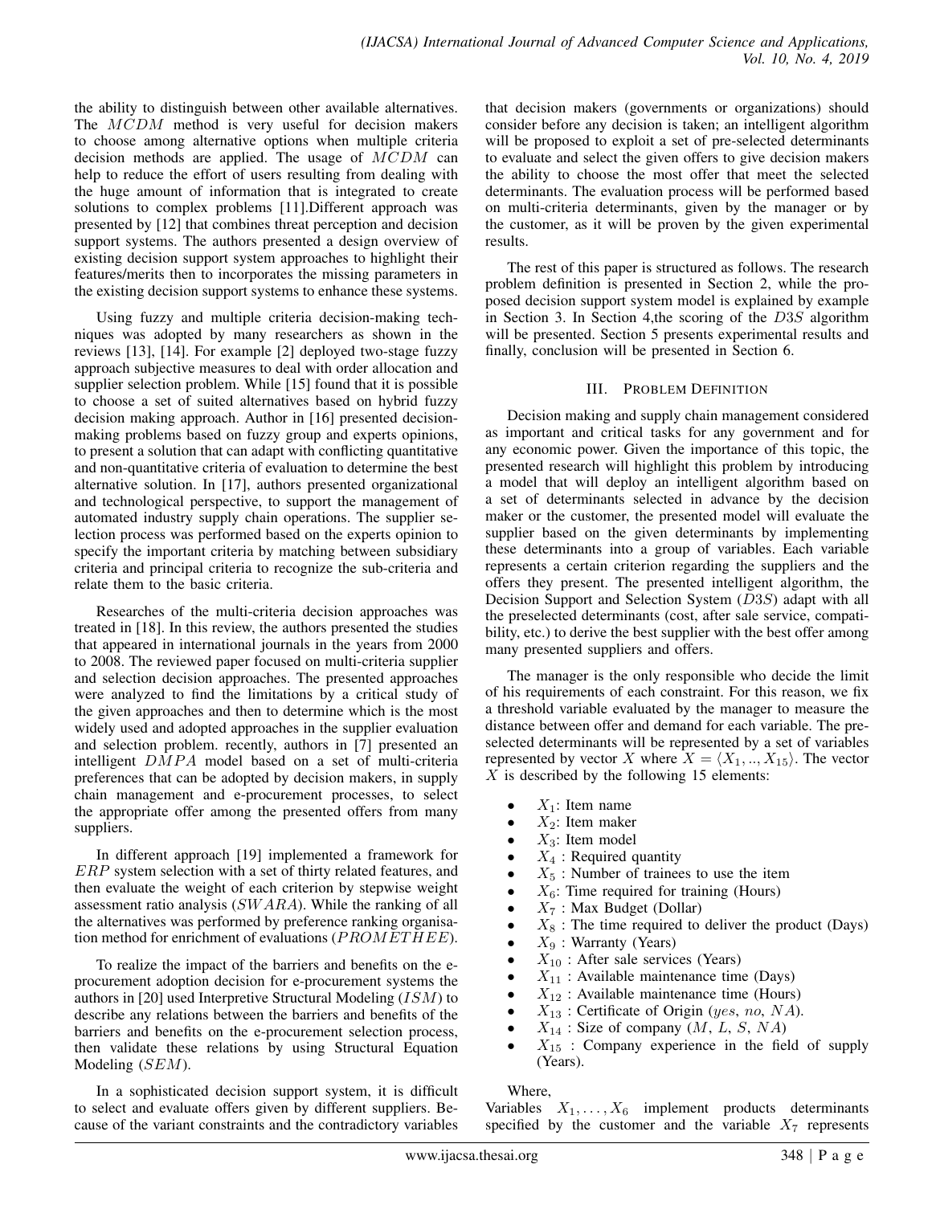the ability to distinguish between other available alternatives. The $MCDM$ method is very useful for decision makers to choose among alternative options when multiple criteria decision methods are applied. The usage of $MCDM$ can help to reduce the effort of users resulting from dealing with the huge amount of information that is integrated to create solutions to complex problems [11].Different approach was presented by [12] that combines threat perception and decision support systems. The authors presented a design overview of existing decision support system approaches to highlight their features/merits then to incorporates the missing parameters in the existing decision support systems to enhance these systems.

Using fuzzy and multiple criteria decision-making techniques was adopted by many researchers as shown in the reviews [13], [14]. For example [2] deployed two-stage fuzzy approach subjective measures to deal with order allocation and supplier selection problem. While [15] found that it is possible to choose a set of suited alternatives based on hybrid fuzzy decision making approach. Author in [16] presented decision-making problems based on fuzzy group and experts opinions, to present a solution that can adapt with conflicting quantitative and non-quantitative criteria of evaluation to determine the best alternative solution. In [17], authors presented organizational and technological perspective, to support the management of automated industry supply chain operations. The supplier selection process was performed based on the experts opinion to specify the important criteria by matching between subsidiary criteria and principal criteria to recognize the sub-criteria and relate them to the basic criteria.

Researches of the multi-criteria decision approaches was treated in [18]. In this review, the authors presented the studies that appeared in international journals in the years from 2000 to 2008. The reviewed paper focused on multi-criteria supplier and selection decision approaches. The presented approaches were analyzed to find the limitations by a critical study of the given approaches and then to determine which is the most widely used and adopted approaches in the supplier evaluation and selection problem. recently, authors in [7] presented an intelligent $DMPA$ model based on a set of multi-criteria preferences that can be adopted by decision makers, in supply chain management and e-procurement processes, to select the appropriate offer among the presented offers from many suppliers.

In different approach [19] implemented a framework for $ERP$ system selection with a set of thirty related features, and then evaluate the weight of each criterion by stepwise weight assessment ratio analysis ($SWARA$). While the ranking of all the alternatives was performed by preference ranking organisation method for enrichment of evaluations ($PROMETHEE$).

To realize the impact of the barriers and benefits on the e-procurement adoption decision for e-procurement systems the authors in [20] used Interpretive Structural Modeling ($ISM$) to describe any relations between the barriers and benefits of the barriers and benefits on the e-procurement selection process, then validate these relations by using Structural Equation Modeling ($SEM$).

In a sophisticated decision support system, it is difficult to select and evaluate offers given by different suppliers. Because of the variant constraints and the contradictory variables that decision makers (governments or organizations) should consider before any decision is taken; an intelligent algorithm will be proposed to exploit a set of pre-selected determinants to evaluate and select the given offers to give decision makers the ability to choose the most offer that meet the selected determinants. The evaluation process will be performed based on multi-criteria determinants, given by the manager or by the customer, as it will be proven by the given experimental results.

The rest of this paper is structured as follows. The research problem definition is presented in Section 2, while the proposed decision support system model is explained by example in Section 3. In Section 4,the scoring of the $D3S$ algorithm will be presented. Section 5 presents experimental results and finally, conclusion will be presented in Section 6.

## III. Problem Definition

Decision making and supply chain management considered as important and critical tasks for any government and for any economic power. Given the importance of this topic, the presented research will highlight this problem by introducing a model that will deploy an intelligent algorithm based on a set of determinants selected in advance by the decision maker or the customer, the presented model will evaluate the supplier based on the given determinants by implementing these determinants into a group of variables. Each variable represents a certain criterion regarding the suppliers and the offers they present. The presented intelligent algorithm, the Decision Support and Selection System ($D3S$) adapt with all the preselected determinants (cost, after sale service, compatibility, etc.) to derive the best supplier with the best offer among many presented suppliers and offers.

The manager is the only responsible who decide the limit of his requirements of each constraint. For this reason, we fix a threshold variable evaluated by the manager to measure the distance between offer and demand for each variable. The preselected determinants will be represented by a set of variables represented by vector $X$ where $X = \langle X_1, .., X_{15} \rangle$. The vector $X$ is described by the following 15 elements:

- $X_1$: Item name
- $X_2$: Item maker
- $X_3$: Item model
- $X_4$ : Required quantity
- $X_5$ : Number of trainees to use the item
- $X_6$: Time required for training (Hours)
- $X_7$ : Max Budget (Dollar)
- $X_8$ : The time required to deliver the product (Days)
- $X_9$ : Warranty (Years)
- $X_{10}$ : After sale services (Years)
- $X_{11}$ : Available maintenance time (Days)
- $X_{12}$ : Available maintenance time (Hours)
- $X_{13}$ : Certificate of Origin ($yes$, $no$, $NA$).
- $X_{14}$ : Size of company ($M$, $L$, $S$, $NA$)
- $X_{15}$ : Company experience in the field of supply (Years).

Where,
Variables $X_1, \ldots, X_6$ implement products determinants specified by the customer and the variable $X_7$ represents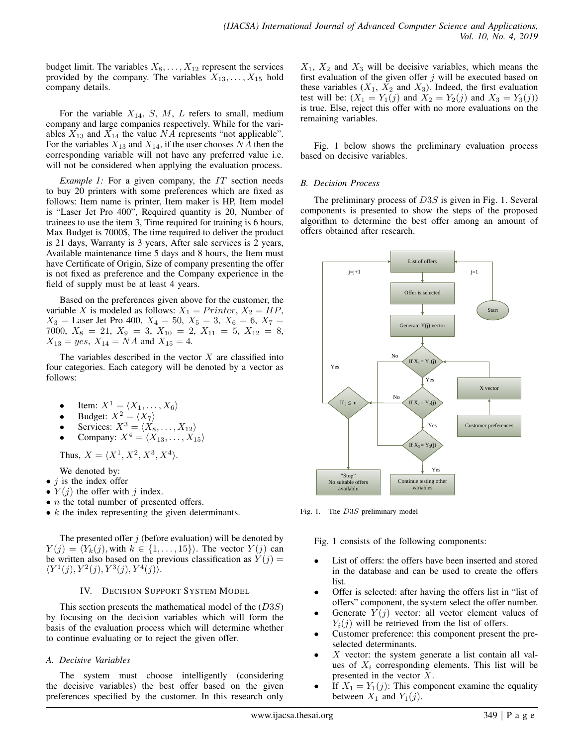budget limit. The variables $X_8, \ldots, X_{12}$ represent the services provided by the company. The variables $X_{13}, \ldots, X_{15}$ hold company details.

For the variable $X_{14}$, $S$, $M$, $L$ refers to small, medium company and large companies respectively. While for the variables $X_{13}$ and $X_{14}$ the value $NA$ represents "not applicable". For the variables $X_{13}$ and $X_{14}$, if the user chooses $NA$ then the corresponding variable will not have any preferred value i.e. will not be considered when applying the evaluation process.

*Example 1:* For a given company, the $IT$ section needs to buy 20 printers with some preferences which are fixed as follows: Item name is printer, Item maker is HP, Item model is "Laser Jet Pro 400", Required quantity is 20, Number of trainees to use the item 3, Time required for training is 6 hours, Max Budget is 7000$, The time required to deliver the product is 21 days, Warranty is 3 years, After sale services is 2 years, Available maintenance time 5 days and 8 hours, the Item must have Certificate of Origin, Size of company presenting the offer is not fixed as preference and the Company experience in the field of supply must be at least 4 years.

Based on the preferences given above for the customer, the variable $X$ is modeled as follows: $X_1 = Printer$, $X_2 = HP$, $X_3 =$ Laser Jet Pro 400, $X_4 = 50$, $X_5 = 3$, $X_6 = 6$, $X_7 = 7000$, $X_8 = 21$, $X_9 = 3$, $X_{10} = 2$, $X_{11} = 5$, $X_{12} = 8$, $X_{13} = yes$, $X_{14} = NA$ and $X_{15} = 4$.

The variables described in the vector $X$ are classified into four categories. Each category will be denoted by a vector as follows:

- Item: $X^1 = \langle X_1, \ldots, X_6 \rangle$
- Budget: $X^2 = \langle X_7 \rangle$
- Services: $X^3 = \langle X_8, \ldots, X_{12} \rangle$
- Company: $X^4 = \langle X_{13}, \ldots, X_{15} \rangle$

Thus, $X = \langle X^1, X^2, X^3, X^4 \rangle$.

We denoted by:

- $j$ is the index offer
- $Y(j)$ the offer with $j$ index.
- $n$ the total number of presented offers.
- $k$ the index representing the given determinants.

The presented offer $j$ (before evaluation) will be denoted by $Y(j) = \langle Y_k(j), \text{with } k \in \{1, \ldots, 15\} \rangle$. The vector $Y(j)$ can be written also based on the previous classification as $Y(j) = \langle Y^1(j), Y^2(j), Y^3(j), Y^4(j) \rangle$.

## IV. Decision Support System Model

This section presents the mathematical model of the ($D3S$) by focusing on the decision variables which will form the basis of the evaluation process which will determine whether to continue evaluating or to reject the given offer.

### A. Decisive Variables

The system must choose intelligently (considering the decisive variables) the best offer based on the given preferences specified by the customer. In this research only $X_1$, $X_2$ and $X_3$ will be decisive variables, which means the first evaluation of the given offer $j$ will be executed based on these variables ($X_1$, $X_2$ and $X_3$). Indeed, the first evaluation test will be: ($X_1 = Y_1(j)$ and $X_2 = Y_2(j)$ and $X_3 = Y_3(j)$) is true. Else, reject this offer with no more evaluations on the remaining variables.

Fig. 1 below shows the preliminary evaluation process based on decisive variables.

### B. Decision Process

The preliminary process of $D3S$ is given in Fig. 1. Several components is presented to show the steps of the proposed algorithm to determine the best offer among an amount of offers obtained after research.

Fig. 1. The $D3S$ preliminary model

Fig. 1 consists of the following components:

- List of offers: the offers have been inserted and stored in the database and can be used to create the offers list.
- Offer is selected: after having the offers list in "list of offers" component, the system select the offer number.
- Generate $Y(j)$ vector: all vector element values of $Y_i(j)$ will be retrieved from the list of offers.
- Customer preference: this component present the pre-selected determinants.
- $X$ vector: the system generate a list contain all values of $X_i$ corresponding elements. This list will be presented in the vector $X$.
- If $X_1 = Y_1(j)$: This component examine the equality between $X_1$ and $Y_1(j)$.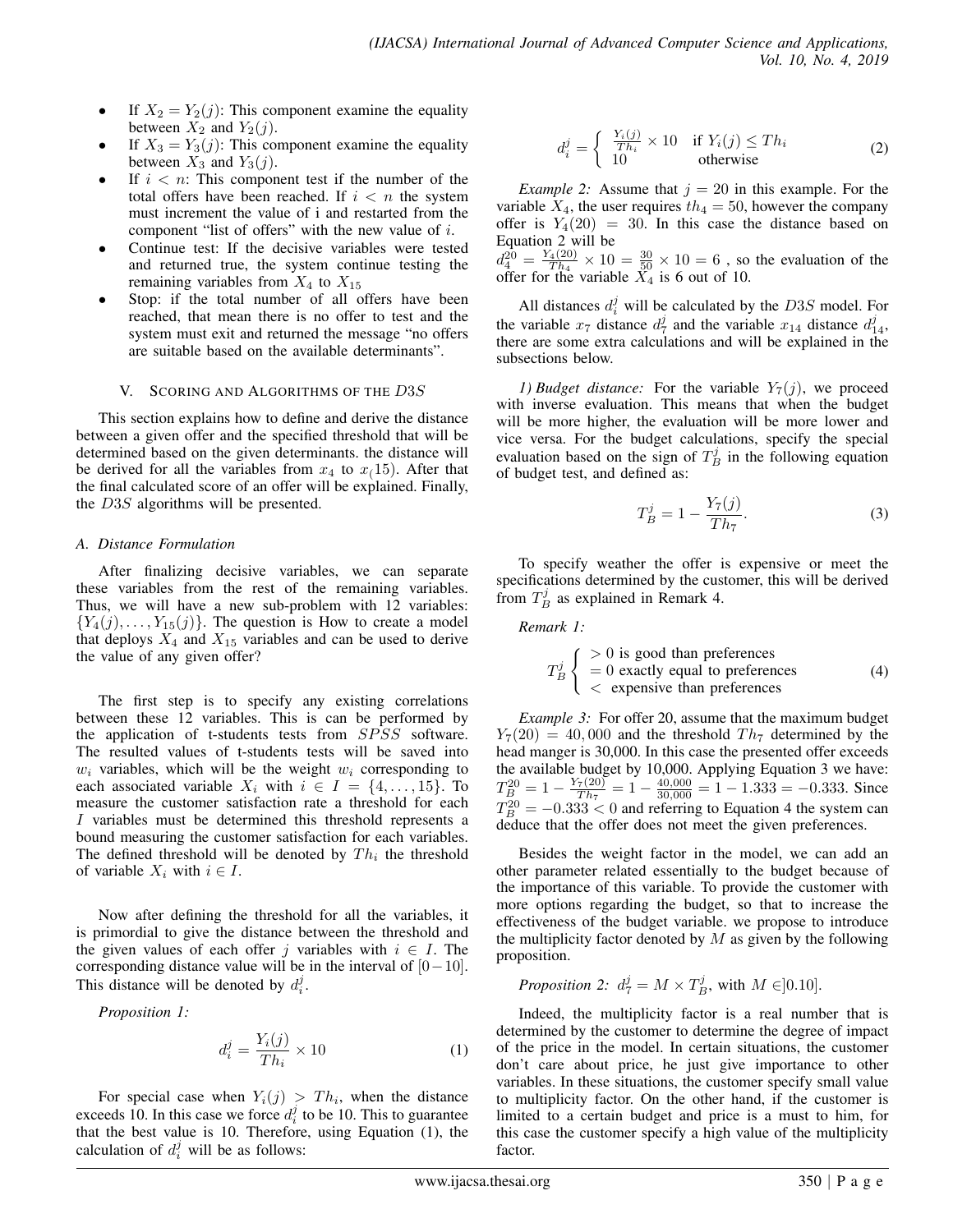- If $X_2 = Y_2(j)$: This component examine the equality between $X_2$ and $Y_2(j)$.
- If $X_3 = Y_3(j)$: This component examine the equality between $X_3$ and $Y_3(j)$.
- If $i < n$: This component test if the number of the total offers have been reached. If $i < n$ the system must increment the value of i and restarted from the component "list of offers" with the new value of $i$.
- Continue test: If the decisive variables were tested and returned true, the system continue testing the remaining variables from $X_4$ to $X_{15}$
- Stop: if the total number of all offers have been reached, that mean there is no offer to test and the system must exit and returned the message "no offers are suitable based on the available determinants".

## V. Scoring and Algorithms of the $D3S$

This section explains how to define and derive the distance between a given offer and the specified threshold that will be determined based on the given determinants. the distance will be derived for all the variables from $x_4$ to $x_(15)$. After that the final calculated score of an offer will be explained. Finally, the $D3S$ algorithms will be presented.

### A. Distance Formulation

After finalizing decisive variables, we can separate these variables from the rest of the remaining variables. Thus, we will have a new sub-problem with 12 variables: $\{Y_4(j), \ldots, Y_{15}(j)\}$. The question is How to create a model that deploys $X_4$ and $X_{15}$ variables and can be used to derive the value of any given offer?

The first step is to specify any existing correlations between these 12 variables. This is can be performed by the application of t-students tests from $SPSS$ software. The resulted values of t-students tests will be saved into $w_i$ variables, which will be the weight $w_i$ corresponding to each associated variable $X_i$ with $i \in I = \{4, \ldots, 15\}$. To measure the customer satisfaction rate a threshold for each $I$ variables must be determined this threshold represents a bound measuring the customer satisfaction for each variables. The defined threshold will be denoted by $Th_i$ the threshold of variable $X_i$ with $i \in I$.

Now after defining the threshold for all the variables, it is primordial to give the distance between the threshold and the given values of each offer $j$ variables with $i \in I$. The corresponding distance value will be in the interval of $[0-10]$. This distance will be denoted by $d_i^j$.

*Proposition 1:*

$$d_i^j = \frac{Y_i(j)}{Th_i} \times 10 \tag{1}$$

For special case when $Y_i(j) > Th_i$, when the distance exceeds 10. In this case we force $d_i^j$ to be 10. This to guarantee that the best value is 10. Therefore, using Equation (1), the calculation of $d_i^j$ will be as follows:

$$d_i^j = \begin{cases} \frac{Y_i(j)}{Th_i} \times 10 & \text{if } Y_i(j) \leq Th_i \\ 10 & \text{otherwise} \end{cases} \tag{2}$$

*Example 2:* Assume that $j = 20$ in this example. For the variable $X_4$, the user requires $th_4 = 50$, however the company offer is $Y_4(20) = 30$. In this case the distance based on Equation 2 will be $d_4^{20} = \frac{Y_4(20)}{Th_4} \times 10 = \frac{30}{50} \times 10 = 6$ , so the evaluation of the offer for the variable $X_4$ is 6 out of 10.

All distances $d_i^j$ will be calculated by the $D3S$ model. For the variable $x_7$ distance $d_7^j$ and the variable $x_{14}$ distance $d_{14}^j$, there are some extra calculations and will be explained in the subsections below.

*1) Budget distance:* For the variable $Y_7(j)$, we proceed with inverse evaluation. This means that when the budget will be more higher, the evaluation will be more lower and vice versa. For the budget calculations, specify the special evaluation based on the sign of $T_B^j$ in the following equation of budget test, and defined as:

$$T_B^j = 1 - \frac{Y_7(j)}{Th_7}. \tag{3}$$

To specify weather the offer is expensive or meet the specifications determined by the customer, this will be derived from $T_B^j$ as explained in Remark 4.

*Remark 1:*

$$T_B^j \begin{cases} > 0 \text{ is good than preferences} \\ = 0 \text{ exactly equal to preferences} \\ < \text{ expensive than preferences} \end{cases} \tag{4}$$

*Example 3:* For offer 20, assume that the maximum budget $Y_7(20) = 40,000$ and the threshold $Th_7$ determined by the head manger is 30,000. In this case the presented offer exceeds the available budget by 10,000. Applying Equation 3 we have: $T_B^{20} = 1 - \frac{Y_7(20)}{Th_7} = 1 - \frac{40,000}{30,000} = 1 - 1.333 = -0.333$. Since $T_B^{20} = -0.333 < 0$ and referring to Equation 4 the system can deduce that the offer does not meet the given preferences.

Besides the weight factor in the model, we can add an other parameter related essentially to the budget because of the importance of this variable. To provide the customer with more options regarding the budget, so that to increase the effectiveness of the budget variable. we propose to introduce the multiplicity factor denoted by $M$ as given by the following proposition.

*Proposition 2:* $d_7^j = M \times T_B^j$, with $M \in ]0.10]$.

Indeed, the multiplicity factor is a real number that is determined by the customer to determine the degree of impact of the price in the model. In certain situations, the customer don't care about price, he just give importance to other variables. In these situations, the customer specify small value to multiplicity factor. On the other hand, if the customer is limited to a certain budget and price is a must to him, for this case the customer specify a high value of the multiplicity factor.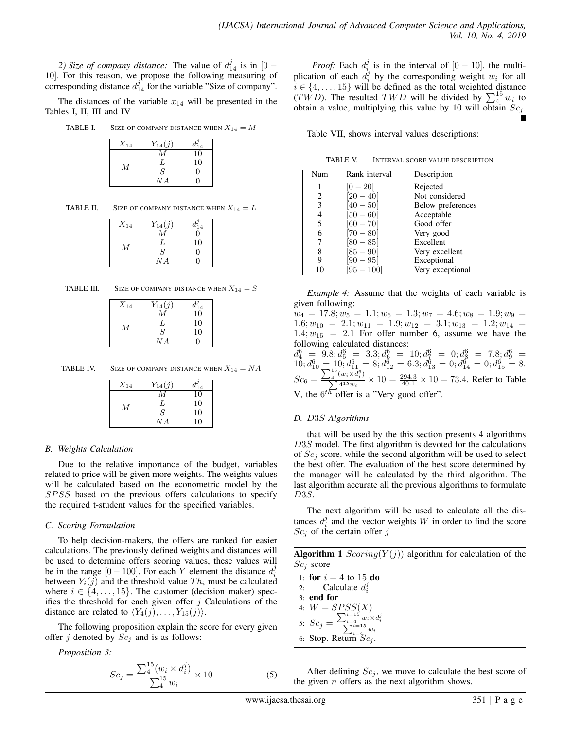*2) Size of company distance:* The value of $d_{14}^j$ is in $[0-10]$. For this reason, we propose the following measuring of corresponding distance $d_{14}^j$ for the variable "Size of company".

The distances of the variable $x_{14}$ will be presented in the Tables I, II, III and IV

TABLE I. SIZE OF COMPANY DISTANCE WHEN $X_{14} = M$

| $X_{14}$ | $Y_{14}(j)$ | $d_{14}^j$ |
|---|---|---|
| $M$ | $M$ | 10 |
| | $L$ | 10 |
| | $S$ | 0 |
| | $NA$ | 0 |

TABLE II. SIZE OF COMPANY DISTANCE WHEN $X_{14} = L$

| $X_{14}$ | $Y_{14}(j)$ | $d_{14}^j$ |
|---|---|---|
| $M$ | $M$ | 0 |
| | $L$ | 10 |
| | $S$ | 0 |
| | $NA$ | 0 |

TABLE III. SIZE OF COMPANY DISTANCE WHEN $X_{14} = S$

| $X_{14}$ | $Y_{14}(j)$ | $d_{14}^j$ |
|---|---|---|
| $M$ | $M$ | 10 |
| | $L$ | 10 |
| | $S$ | 10 |
| | $NA$ | 0 |

TABLE IV. SIZE OF COMPANY DISTANCE WHEN $X_{14} = NA$

| $X_{14}$ | $Y_{14}(j)$ | $d_{14}^j$ |
|---|---|---|
| $M$ | $M$ | 10 |
| | $L$ | 10 |
| | $S$ | 10 |
| | $NA$ | 10 |

### B. Weights Calculation

Due to the relative importance of the budget, variables related to price will be given more weights. The weights values will be calculated based on the econometric model by the $SPSS$ based on the previous offers calculations to specify the required t-student values for the specified variables.

### C. Scoring Formulation

To help decision-makers, the offers are ranked for easier calculations. The previously defined weights and distances will be used to determine offers scoring values, these values will be in the range $[0-100]$. For each $Y$ element the distance $d_i^j$ between $Y_i(j)$ and the threshold value $Th_i$ must be calculated where $i \in \{4, \ldots, 15\}$. The customer (decision maker) specifies the threshold for each given offer $j$ Calculations of the distance are related to $\langle Y_4(j), \ldots, Y_{15}(j) \rangle$.

The following proposition explain the score for every given offer $j$ denoted by $Sc_j$ and is as follows:

*Proposition 3:*

$$Sc_j = \frac{\sum_4^{15}(w_i \times d_i^j)}{\sum_4^{15} w_i} \times 10 \tag{5}$$

*Proof:* Each $d_i^j$ is in the interval of $[0-10]$. the multiplication of each $d_i^j$ by the corresponding weight $w_i$ for all $i \in \{4, \ldots, 15\}$ will be defined as the total weighted distance ($TWD$). The resulted $TWD$ will be divided by $\sum_4^{15} w_i$ to obtain a value, multiplying this value by 10 will obtain $Sc_j$. ∎

Table VII, shows interval values descriptions:

TABLE V. INTERVAL SCORE VALUE DESCRIPTION

| Num | Rank interval | Description |
|---|---|---|
| 1 | $[0-20[$ | Rejected |
| 2 | $[20-40[$ | Not considered |
| 3 | $[40-50[$ | Below preferences |
| 4 | $[50-60[$ | Acceptable |
| 5 | $[60-70[$ | Good offer |
| 6 | $[70-80[$ | Very good |
| 7 | $[80-85[$ | Excellent |
| 8 | $[85-90[$ | Very excellent |
| 9 | $[90-95[$ | Exceptional |
| 10 | $[95-100]$ | Very exceptional |

*Example 4:* Assume that the weights of each variable is given following:
$w_4 = 17.8; w_5 = 1.1; w_6 = 1.3; w_7 = 4.6; w_8 = 1.9; w_9 = 1.6; w_{10} = 2.1; w_{11} = 1.9; w_{12} = 3.1; w_{13} = 1.2; w_{14} = 1.4; w_{15} = 2.1$ For offer number 6, assume we have the following calculated distances:
$d_4^6 = 9.8; d_5^6 = 3.3; d_6^6 = 10; d_7^6 = 0; d_8^6 = 7.8; d_9^6 = 10; d_{10}^6 = 10; d_{11}^6 = 8; d_{12}^6 = 6.3; d_{13}^6 = 0; d_{14}^6 = 0; d_{15}^6 = 8$.
$Sc_6 = \frac{\sum_4^{15}(w_i \times d_i^6)}{\sum 4^{15} w_i} \times 10 = \frac{294.3}{40.1} \times 10 = 73.4$. Refer to Table V, the $6^{th}$ offer is a "Very good offer".

### D. $D3S$ Algorithms

that will be used by the this section presents 4 algorithms $D3S$ model. The first algorithm is devoted for the calculations of $Sc_j$ score. while the second algorithm will be used to select the best offer. The evaluation of the best score determined by the manager will be calculated by the third algorithm. The last algorithm accurate all the previous algorithms to formulate $D3S$.

The next algorithm will be used to calculate all the distances $d_i^j$ and the vector weights $W$ in order to find the score $Sc_j$ of the certain offer $j$

**Algorithm 1** $Scoring(Y(j))$ algorithm for calculation of the $Sc_j$ score

```
1: for i = 4 to 15 do
2:     Calculate d_i^j
3: end for
4: W = SPSS(X)
5: Sc_j = (Σ_{i=4}^{i=15} w_i × d_i^j) / (Σ_{i=4}^{i=15} w_i)
6: Stop. Return Sc_j.
```

After defining $Sc_j$, we move to calculate the best score of the given $n$ offers as the next algorithm shows.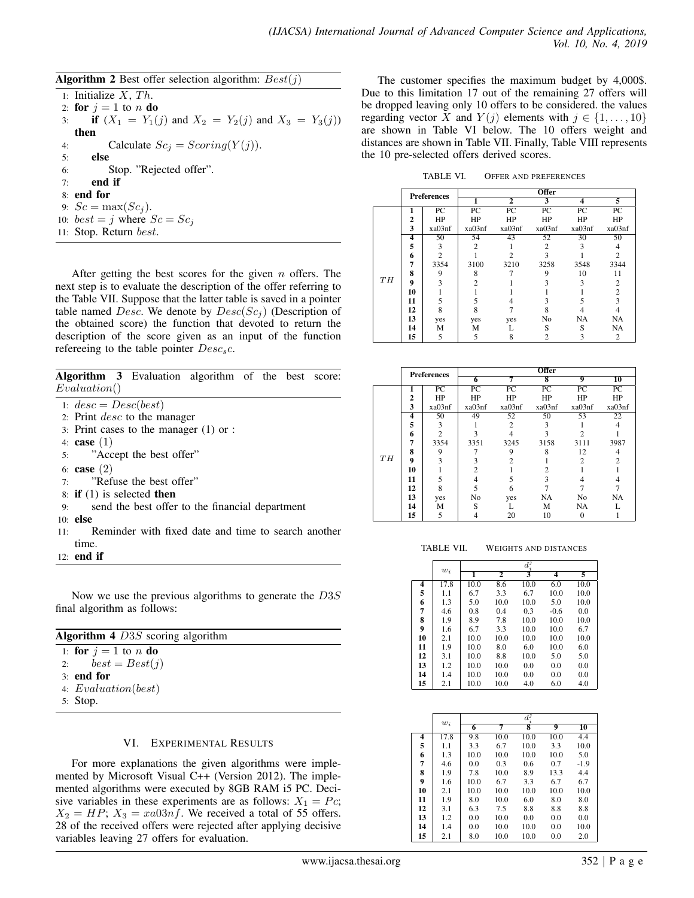**Algorithm 2** Best offer selection algorithm: $Best(j)$

```
1: Initialize X, Th.
2: for j = 1 to n do
3:     if (X_1 = Y_1(j) and X_2 = Y_2(j) and X_3 = Y_3(j)) then
4:         Calculate Sc_j = Scoring(Y(j)).
5:     else
6:         Stop. "Rejected offer".
7:     end if
8: end for
9: Sc = max(Sc_j).
10: best = j where Sc = Sc_j
11: Stop. Return best.
```

After getting the best scores for the given $n$ offers. The next step is to evaluate the description of the offer referring to the Table VII. Suppose that the latter table is saved in a pointer table named $Desc$. We denote by $Desc(Sc_j)$ (Description of the obtained score) the function that devoted to return the description of the score given as an input of the function refereeing to the table pointer $Desc_sc$.

**Algorithm 3** Evaluation algorithm of the best score: $Evaluation()$

```
1: desc = Desc(best)
2: Print desc to the manager
3: Print cases to the manager (1) or :
4: case (1)
5:     "Accept the best offer"
6: case (2)
7:     "Refuse the best offer"
8: if (1) is selected then
9:     send the best offer to the financial department
10: else
11:     Reminder with fixed date and time to search another time.
12: end if
```

Now we use the previous algorithms to generate the $D3S$ final algorithm as follows:

**Algorithm 4** $D3S$ scoring algorithm

```
1: for j = 1 to n do
2:     best = Best(j)
3: end for
4: Evaluation(best)
5: Stop.
```

## VI. Experimental Results

For more explanations the given algorithms were implemented by Microsoft Visual C++ (Version 2012). The implemented algorithms were executed by 8GB RAM i5 PC. Decisive variables in these experiments are as follows: $X_1 = Pc$; $X_2 = HP$; $X_3 = xa03nf$. We received a total of 55 offers. 28 of the received offers were rejected after applying decisive variables leaving 27 offers for evaluation.

The customer specifies the maximum budget by 4,000$. Due to this limitation 17 out of the remaining 27 offers will be dropped leaving only 10 offers to be considered. the values regarding vector $X$ and $Y(j)$ elements with $j \in \{1, \ldots, 10\}$ are shown in Table VI below. The 10 offers weight and distances are shown in Table VII. Finally, Table VIII represents the 10 pre-selected offers derived scores.

TABLE VI. Offer and Preferences

| | Preferences | | Offer 1 | Offer 2 | Offer 3 | Offer 4 | Offer 5 | Offer 6 | Offer 7 | Offer 8 | Offer 9 | Offer 10 |
|---|---|---|---|---|---|---|---|---|---|---|---|---|
| | 1 | PC | PC | PC | PC | PC | PC | PC | PC | PC | PC | PC |
| | 2 | HP | HP | HP | HP | HP | HP | HP | HP | HP | HP | HP |
| | 3 | xa03nf | xa03nf | xa03nf | xa03nf | xa03nf | xa03nf | xa03nf | xa03nf | xa03nf | xa03nf | xa03nf |
| $TH$ | 4 | 50 | 54 | 43 | 52 | 30 | 50 | 49 | 52 | 50 | 53 | 22 |
| | 5 | 3 | 2 | 1 | 2 | 3 | 4 | 1 | 2 | 3 | 1 | 4 |
| | 6 | 2 | 1 | 2 | 3 | 1 | 2 | 3 | 4 | 3 | 2 | 1 |
| | 7 | 3354 | 3100 | 3210 | 3258 | 3548 | 3344 | 3351 | 3245 | 3158 | 3111 | 3987 |
| | 8 | 9 | 8 | 7 | 9 | 10 | 11 | 7 | 9 | 8 | 12 | 4 |
| | 9 | 3 | 2 | 1 | 3 | 3 | 2 | 3 | 2 | 1 | 2 | 2 |
| | 10 | 1 | 1 | 1 | 1 | 1 | 2 | 2 | 1 | 2 | 1 | 1 |
| | 11 | 5 | 5 | 4 | 3 | 5 | 3 | 4 | 5 | 3 | 4 | 4 |
| | 12 | 8 | 8 | 7 | 8 | 4 | 4 | 5 | 6 | 7 | 7 | 7 |
| | 13 | yes | yes | yes | No | NA | NA | No | yes | NA | No | NA |
| | 14 | M | M | L | S | S | NA | S | L | M | NA | L |
| | 15 | 5 | 5 | 8 | 2 | 3 | 2 | 4 | 20 | 10 | 0 | 1 |

TABLE VII. Weights and Distances

| | $w_i$ | $d_i^1$ | $d_i^2$ | $d_i^3$ | $d_i^4$ | $d_i^5$ | $d_i^6$ | $d_i^7$ | $d_i^8$ | $d_i^9$ | $d_i^{10}$ |
|---|---|---|---|---|---|---|---|---|---|---|---|
| 4 | 17.8 | 10.0 | 8.6 | 10.0 | 6.0 | 10.0 | 9.8 | 10.0 | 10.0 | 10.0 | 4.4 |
| 5 | 1.1 | 6.7 | 3.3 | 6.7 | 10.0 | 10.0 | 3.3 | 6.7 | 10.0 | 3.3 | 10.0 |
| 6 | 1.3 | 5.0 | 10.0 | 10.0 | 5.0 | 10.0 | 10.0 | 10.0 | 10.0 | 10.0 | 5.0 |
| 7 | 4.6 | 0.8 | 0.4 | 0.3 | -0.6 | 0.0 | 0.0 | 0.3 | 0.6 | 0.7 | -1.9 |
| 8 | 1.9 | 8.9 | 7.8 | 10.0 | 10.0 | 10.0 | 7.8 | 10.0 | 8.9 | 13.3 | 4.4 |
| 9 | 1.6 | 6.7 | 3.3 | 10.0 | 10.0 | 6.7 | 10.0 | 6.7 | 3.3 | 6.7 | 6.7 |
| 10 | 2.1 | 10.0 | 10.0 | 10.0 | 10.0 | 10.0 | 10.0 | 10.0 | 10.0 | 10.0 | 10.0 |
| 11 | 1.9 | 10.0 | 8.0 | 6.0 | 10.0 | 6.0 | 8.0 | 10.0 | 6.0 | 8.0 | 8.0 |
| 12 | 3.1 | 10.0 | 8.8 | 10.0 | 5.0 | 5.0 | 6.3 | 7.5 | 8.8 | 8.8 | 8.8 |
| 13 | 1.2 | 10.0 | 10.0 | 0.0 | 0.0 | 0.0 | 0.0 | 10.0 | 0.0 | 0.0 | 0.0 |
| 14 | 1.4 | 10.0 | 10.0 | 0.0 | 0.0 | 0.0 | 0.0 | 10.0 | 10.0 | 0.0 | 10.0 |
| 15 | 2.1 | 10.0 | 10.0 | 4.0 | 6.0 | 4.0 | 8.0 | 10.0 | 10.0 | 0.0 | 2.0 |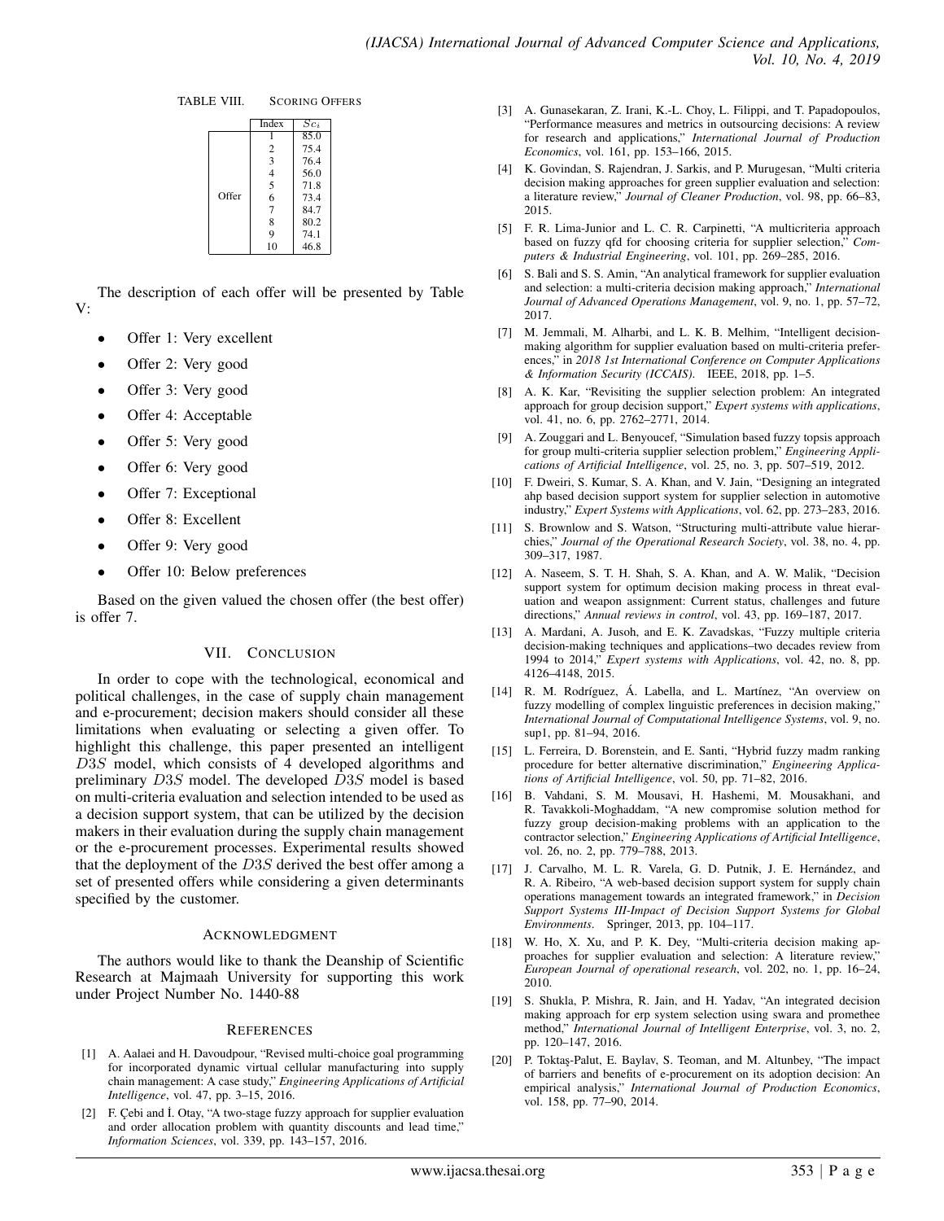TABLE VIII. SCORING OFFERS

| | Index | $Sc_i$ |
|---|---|---|
| Offer | 1 | 85.0 |
| | 2 | 75.4 |
| | 3 | 76.4 |
| | 4 | 56.0 |
| | 5 | 71.8 |
| | 6 | 73.4 |
| | 7 | 84.7 |
| | 8 | 80.2 |
| | 9 | 74.1 |
| | 10 | 46.8 |

The description of each offer will be presented by Table V:

- Offer 1: Very excellent
- Offer 2: Very good
- Offer 3: Very good
- Offer 4: Acceptable
- Offer 5: Very good
- Offer 6: Very good
- Offer 7: Exceptional
- Offer 8: Excellent
- Offer 9: Very good
- Offer 10: Below preferences

Based on the given valued the chosen offer (the best offer) is offer 7.

## VII. CONCLUSION

In order to cope with the technological, economical and political challenges, in the case of supply chain management and e-procurement; decision makers should consider all these limitations when evaluating or selecting a given offer. To highlight this challenge, this paper presented an intelligent $D3S$ model, which consists of 4 developed algorithms and preliminary $D3S$ model. The developed $D3S$ model is based on multi-criteria evaluation and selection intended to be used as a decision support system, that can be utilized by the decision makers in their evaluation during the supply chain management or the e-procurement processes. Experimental results showed that the deployment of the $D3S$ derived the best offer among a set of presented offers while considering a given determinants specified by the customer.

## ACKNOWLEDGMENT

The authors would like to thank the Deanship of Scientific Research at Majmaah University for supporting this work under Project Number No. 1440-88

## REFERENCES

[1] A. Aalaei and H. Davoudpour, "Revised multi-choice goal programming for incorporated dynamic virtual cellular manufacturing into supply chain management: A case study," *Engineering Applications of Artificial Intelligence*, vol. 47, pp. 3–15, 2016.

[2] F. Çebi and İ. Otay, "A two-stage fuzzy approach for supplier evaluation and order allocation problem with quantity discounts and lead time," *Information Sciences*, vol. 339, pp. 143–157, 2016.

[3] A. Gunasekaran, Z. Irani, K.-L. Choy, L. Filippi, and T. Papadopoulos, "Performance measures and metrics in outsourcing decisions: A review for research and applications," *International Journal of Production Economics*, vol. 161, pp. 153–166, 2015.

[4] K. Govindan, S. Rajendran, J. Sarkis, and P. Murugesan, "Multi criteria decision making approaches for green supplier evaluation and selection: a literature review," *Journal of Cleaner Production*, vol. 98, pp. 66–83, 2015.

[5] F. R. Lima-Junior and L. C. R. Carpinetti, "A multicriteria approach based on fuzzy qfd for choosing criteria for supplier selection," *Computers & Industrial Engineering*, vol. 101, pp. 269–285, 2016.

[6] S. Bali and S. S. Amin, "An analytical framework for supplier evaluation and selection: a multi-criteria decision making approach," *International Journal of Advanced Operations Management*, vol. 9, no. 1, pp. 57–72, 2017.

[7] M. Jemmali, M. Alharbi, and L. K. B. Melhim, "Intelligent decision-making algorithm for supplier evaluation based on multi-criteria preferences," in *2018 1st International Conference on Computer Applications & Information Security (ICCAIS)*. IEEE, 2018, pp. 1–5.

[8] A. K. Kar, "Revisiting the supplier selection problem: An integrated approach for group decision support," *Expert systems with applications*, vol. 41, no. 6, pp. 2762–2771, 2014.

[9] A. Zouggari and L. Benyoucef, "Simulation based fuzzy topsis approach for group multi-criteria supplier selection problem," *Engineering Applications of Artificial Intelligence*, vol. 25, no. 3, pp. 507–519, 2012.

[10] F. Dweiri, S. Kumar, S. A. Khan, and V. Jain, "Designing an integrated ahp based decision support system for supplier selection in automotive industry," *Expert Systems with Applications*, vol. 62, pp. 273–283, 2016.

[11] S. Brownlow and S. Watson, "Structuring multi-attribute value hierarchies," *Journal of the Operational Research Society*, vol. 38, no. 4, pp. 309–317, 1987.

[12] A. Naseem, S. T. H. Shah, S. A. Khan, and A. W. Malik, "Decision support system for optimum decision making process in threat evaluation and weapon assignment: Current status, challenges and future directions," *Annual reviews in control*, vol. 43, pp. 169–187, 2017.

[13] A. Mardani, A. Jusoh, and E. K. Zavadskas, "Fuzzy multiple criteria decision-making techniques and applications–two decades review from 1994 to 2014," *Expert systems with Applications*, vol. 42, no. 8, pp. 4126–4148, 2015.

[14] R. M. Rodríguez, Á. Labella, and L. Martínez, "An overview on fuzzy modelling of complex linguistic preferences in decision making," *International Journal of Computational Intelligence Systems*, vol. 9, no. sup1, pp. 81–94, 2016.

[15] L. Ferreira, D. Borenstein, and E. Santi, "Hybrid fuzzy madm ranking procedure for better alternative discrimination," *Engineering Applications of Artificial Intelligence*, vol. 50, pp. 71–82, 2016.

[16] B. Vahdani, S. M. Mousavi, H. Hashemi, M. Mousakhani, and R. Tavakkoli-Moghaddam, "A new compromise solution method for fuzzy group decision-making problems with an application to the contractor selection," *Engineering Applications of Artificial Intelligence*, vol. 26, no. 2, pp. 779–788, 2013.

[17] J. Carvalho, M. L. R. Varela, G. D. Putnik, J. E. Hernández, and R. A. Ribeiro, "A web-based decision support system for supply chain operations management towards an integrated framework," in *Decision Support Systems III-Impact of Decision Support Systems for Global Environments*. Springer, 2013, pp. 104–117.

[18] W. Ho, X. Xu, and P. K. Dey, "Multi-criteria decision making approaches for supplier evaluation and selection: A literature review," *European Journal of operational research*, vol. 202, no. 1, pp. 16–24, 2010.

[19] S. Shukla, P. Mishra, R. Jain, and H. Yadav, "An integrated decision making approach for erp system selection using swara and promethee method," *International Journal of Intelligent Enterprise*, vol. 3, no. 2, pp. 120–147, 2016.

[20] P. Toktaş-Palut, E. Baylav, S. Teoman, and M. Altunbey, "The impact of barriers and benefits of e-procurement on its adoption decision: An empirical analysis," *International Journal of Production Economics*, vol. 158, pp. 77–90, 2014.